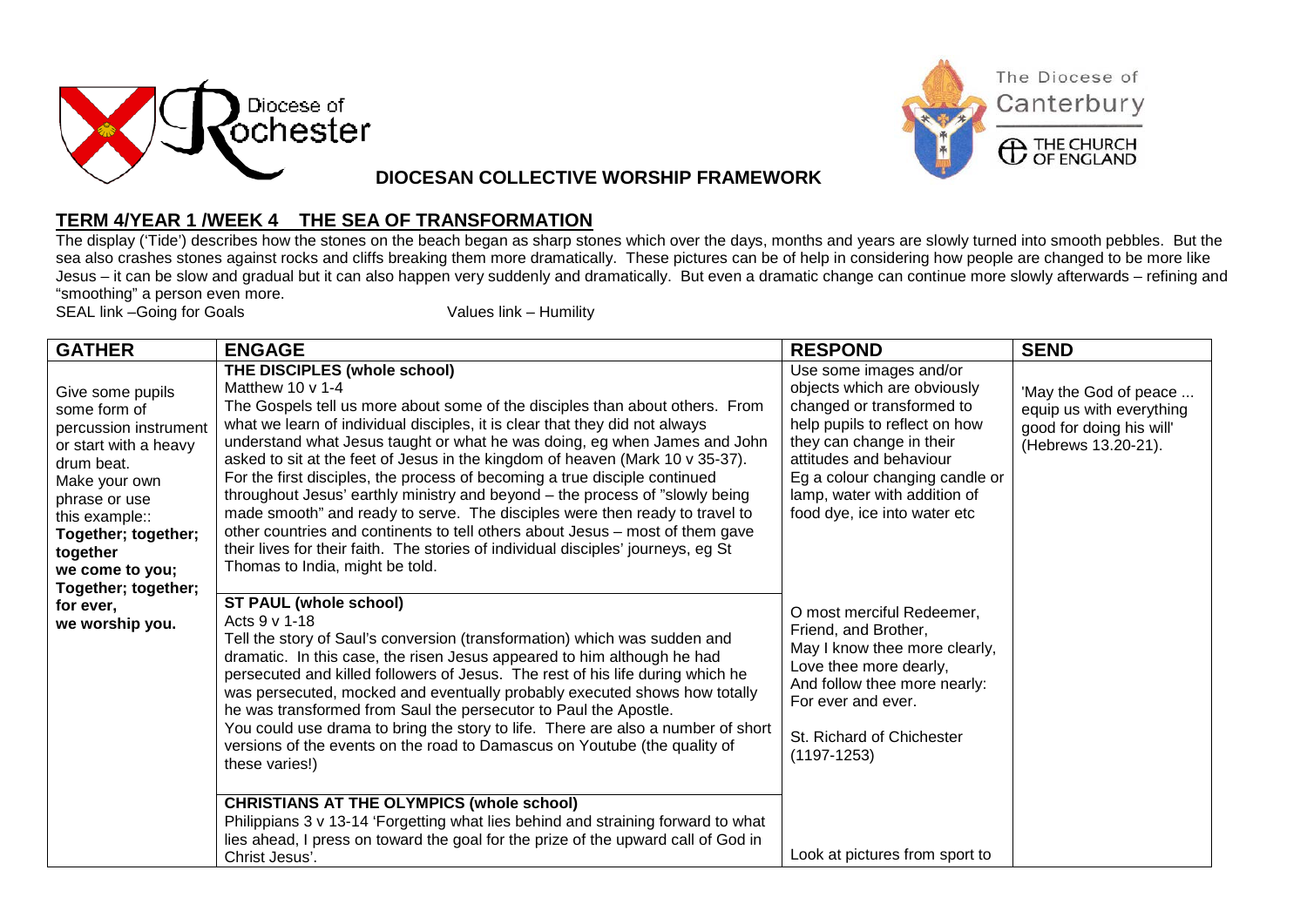# DIOCESAN COLLECTIVE WORSHIP FRAMEWORK

## TERM 4/YEAR 1 /WEEK 4 THE SEA OF TRANSFORMATION

The display ('Tide') describes how the stones on the beach began as sharp stones which over the days, months and years are slowly turned into smooth pebbles. But the sea also crashes stones against rocks and cliffs breaking them more dramatically. These pictures can be of help in considering how people are changed to be more like Jesus – it can be slow and gradual but it can also happen very suddenly and dramatically. But even a dramatic change can continue more slowly afterwards – refining and "smoothing" a person even more.

SEAL link –Going for Goals Values link – Humility

| GATHER | ENGAGE | RESPOND | SEND |
|---|---|---|---|
| Give some pupils some form of percussion instrument or start with a heavy drum beat.<br>Make your own phrase or use this example::<br>**Together; together; together<br>we come to you;<br>Together; together;<br>for ever,<br>we worship you.** | **THE DISCIPLES (whole school)**<br>Matthew 10 v 1-4<br>The Gospels tell us more about some of the disciples than about others. From what we learn of individual disciples, it is clear that they did not always understand what Jesus taught or what he was doing, eg when James and John asked to sit at the feet of Jesus in the kingdom of heaven (Mark 10 v 35-37). For the first disciples, the process of becoming a true disciple continued throughout Jesus' earthly ministry and beyond – the process of "slowly being made smooth" and ready to serve. The disciples were then ready to travel to other countries and continents to tell others about Jesus – most of them gave their lives for their faith. The stories of individual disciples' journeys, eg St Thomas to India, might be told. | Use some images and/or objects which are obviously changed or transformed to help pupils to reflect on how they can change in their attitudes and behaviour<br>Eg a colour changing candle or lamp, water with addition of food dye, ice into water etc | 'May the God of peace ... equip us with everything good for doing his will' (Hebrews 13.20-21). |
| | **ST PAUL (whole school)**<br>Acts 9 v 1-18<br>Tell the story of Saul's conversion (transformation) which was sudden and dramatic. In this case, the risen Jesus appeared to him although he had persecuted and killed followers of Jesus. The rest of his life during which he was persecuted, mocked and eventually probably executed shows how totally he was transformed from Saul the persecutor to Paul the Apostle.<br>You could use drama to bring the story to life. There are also a number of short versions of the events on the road to Damascus on Youtube (the quality of these varies!) | O most merciful Redeemer,<br>Friend, and Brother,<br>May I know thee more clearly,<br>Love thee more dearly,<br>And follow thee more nearly:<br>For ever and ever.<br><br>St. Richard of Chichester (1197-1253) | |
| | **CHRISTIANS AT THE OLYMPICS (whole school)**<br>Philippians 3 v 13-14 'Forgetting what lies behind and straining forward to what lies ahead, I press on toward the goal for the prize of the upward call of God in Christ Jesus'. | Look at pictures from sport to | |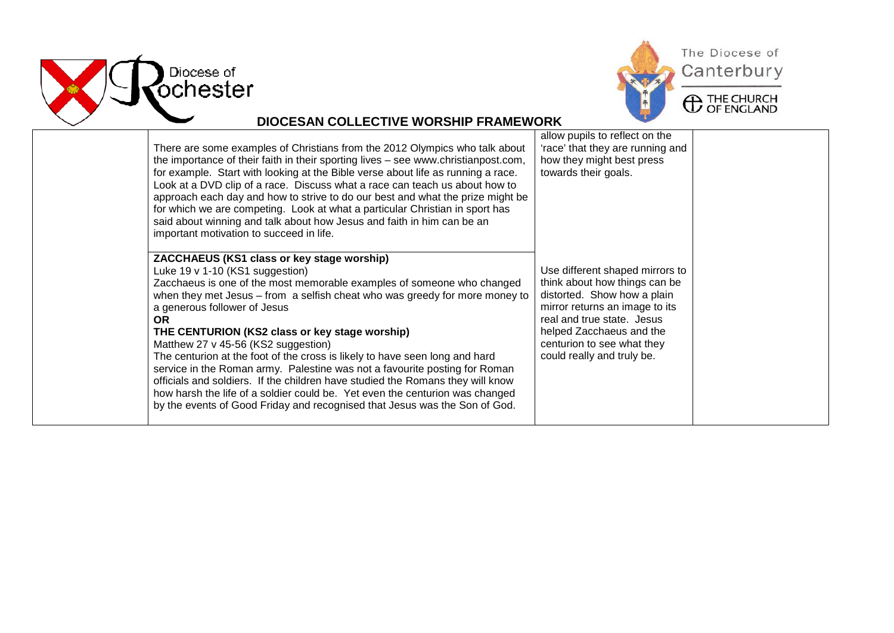**DIOCESAN COLLECTIVE WORSHIP FRAMEWORK**

| | | | |
|---|---|---|---|
| | There are some examples of Christians from the 2012 Olympics who talk about the importance of their faith in their sporting lives – see www.christianpost.com, for example. Start with looking at the Bible verse about life as running a race. Look at a DVD clip of a race. Discuss what a race can teach us about how to approach each day and how to strive to do our best and what the prize might be for which we are competing. Look at what a particular Christian in sport has said about winning and talk about how Jesus and faith in him can be an important motivation to succeed in life. | allow pupils to reflect on the 'race' that they are running and how they might best press towards their goals. | |
| | **ZACCHAEUS (KS1 class or key stage worship)**<br>Luke 19 v 1-10 (KS1 suggestion)<br>Zacchaeus is one of the most memorable examples of someone who changed when they met Jesus – from a selfish cheat who was greedy for more money to a generous follower of Jesus<br>**OR**<br>**THE CENTURION (KS2 class or key stage worship)**<br>Matthew 27 v 45-56 (KS2 suggestion)<br>The centurion at the foot of the cross is likely to have seen long and hard service in the Roman army. Palestine was not a favourite posting for Roman officials and soldiers. If the children have studied the Romans they will know how harsh the life of a soldier could be. Yet even the centurion was changed by the events of Good Friday and recognised that Jesus was the Son of God. | Use different shaped mirrors to think about how things can be distorted. Show how a plain mirror returns an image to its real and true state. Jesus helped Zacchaeus and the centurion to see what they could really and truly be. | |